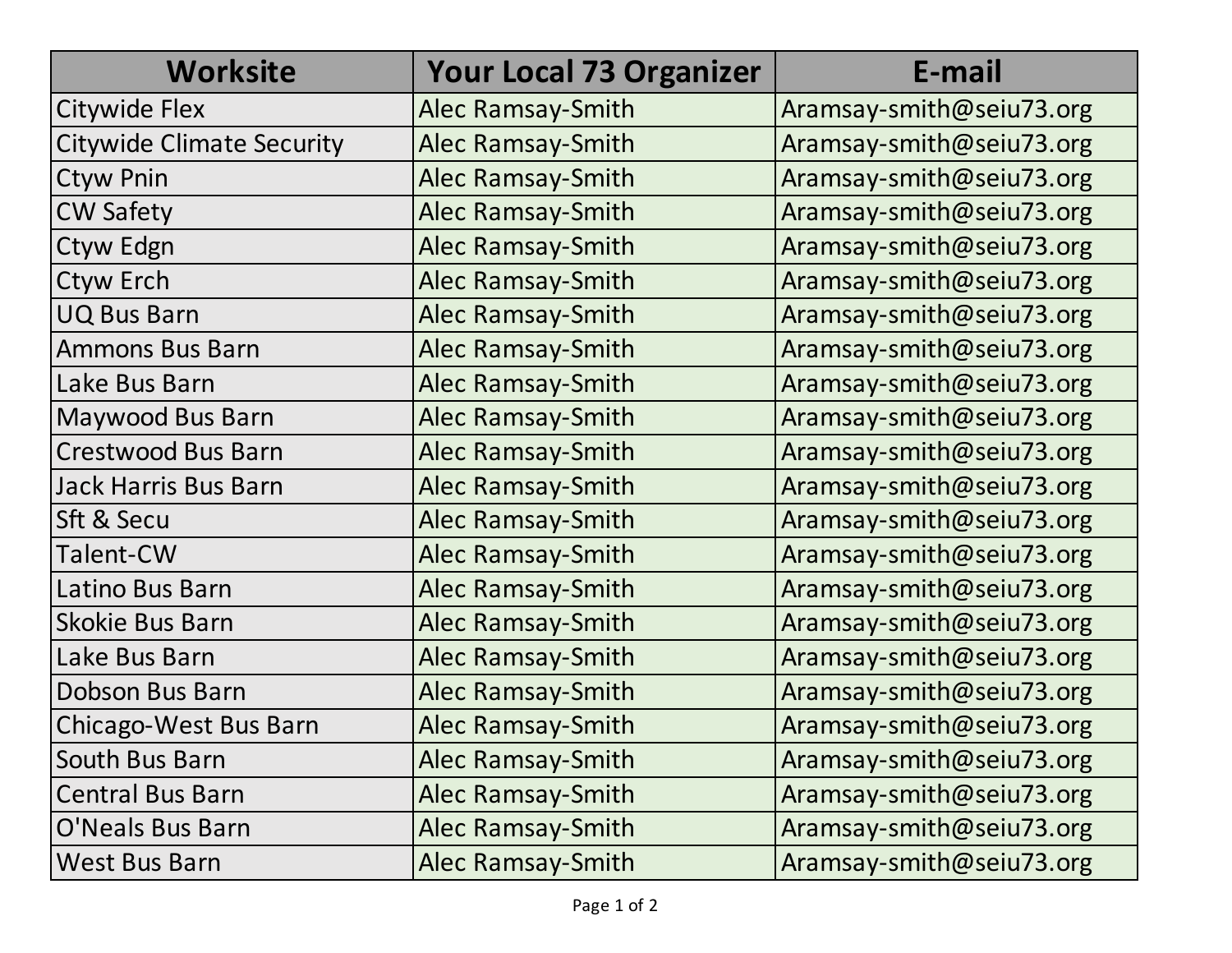| Worksite | Your Local 73 Organizer | E-mail |
| --- | --- | --- |
| Citywide Flex | Alec Ramsay-Smith | Aramsay-smith@seiu73.org |
| Citywide Climate Security | Alec Ramsay-Smith | Aramsay-smith@seiu73.org |
| Ctyw Pnin | Alec Ramsay-Smith | Aramsay-smith@seiu73.org |
| CW Safety | Alec Ramsay-Smith | Aramsay-smith@seiu73.org |
| Ctyw Edgn | Alec Ramsay-Smith | Aramsay-smith@seiu73.org |
| Ctyw Erch | Alec Ramsay-Smith | Aramsay-smith@seiu73.org |
| UQ Bus Barn | Alec Ramsay-Smith | Aramsay-smith@seiu73.org |
| Ammons Bus Barn | Alec Ramsay-Smith | Aramsay-smith@seiu73.org |
| Lake Bus Barn | Alec Ramsay-Smith | Aramsay-smith@seiu73.org |
| Maywood Bus Barn | Alec Ramsay-Smith | Aramsay-smith@seiu73.org |
| Crestwood Bus Barn | Alec Ramsay-Smith | Aramsay-smith@seiu73.org |
| Jack Harris Bus Barn | Alec Ramsay-Smith | Aramsay-smith@seiu73.org |
| Sft & Secu | Alec Ramsay-Smith | Aramsay-smith@seiu73.org |
| Talent-CW | Alec Ramsay-Smith | Aramsay-smith@seiu73.org |
| Latino Bus Barn | Alec Ramsay-Smith | Aramsay-smith@seiu73.org |
| Skokie Bus Barn | Alec Ramsay-Smith | Aramsay-smith@seiu73.org |
| Lake Bus Barn | Alec Ramsay-Smith | Aramsay-smith@seiu73.org |
| Dobson Bus Barn | Alec Ramsay-Smith | Aramsay-smith@seiu73.org |
| Chicago-West Bus Barn | Alec Ramsay-Smith | Aramsay-smith@seiu73.org |
| South Bus Barn | Alec Ramsay-Smith | Aramsay-smith@seiu73.org |
| Central Bus Barn | Alec Ramsay-Smith | Aramsay-smith@seiu73.org |
| O'Neals Bus Barn | Alec Ramsay-Smith | Aramsay-smith@seiu73.org |
| West Bus Barn | Alec Ramsay-Smith | Aramsay-smith@seiu73.org |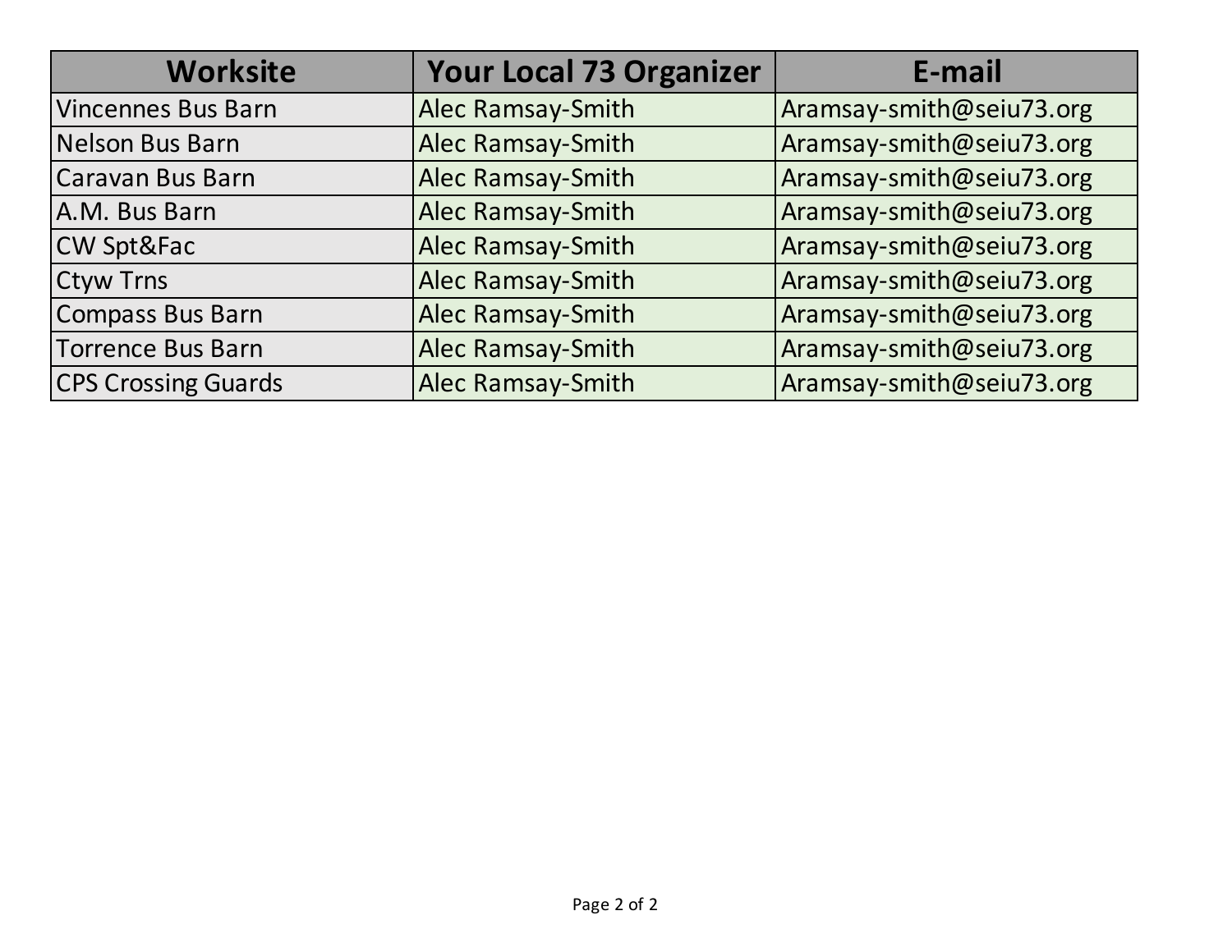| Worksite | Your Local 73 Organizer | E-mail |
| --- | --- | --- |
| Vincennes Bus Barn | Alec Ramsay-Smith | Aramsay-smith@seiu73.org |
| Nelson Bus Barn | Alec Ramsay-Smith | Aramsay-smith@seiu73.org |
| Caravan Bus Barn | Alec Ramsay-Smith | Aramsay-smith@seiu73.org |
| A.M. Bus Barn | Alec Ramsay-Smith | Aramsay-smith@seiu73.org |
| CW Spt&Fac | Alec Ramsay-Smith | Aramsay-smith@seiu73.org |
| Ctyw Trns | Alec Ramsay-Smith | Aramsay-smith@seiu73.org |
| Compass Bus Barn | Alec Ramsay-Smith | Aramsay-smith@seiu73.org |
| Torrence Bus Barn | Alec Ramsay-Smith | Aramsay-smith@seiu73.org |
| CPS Crossing Guards | Alec Ramsay-Smith | Aramsay-smith@seiu73.org |